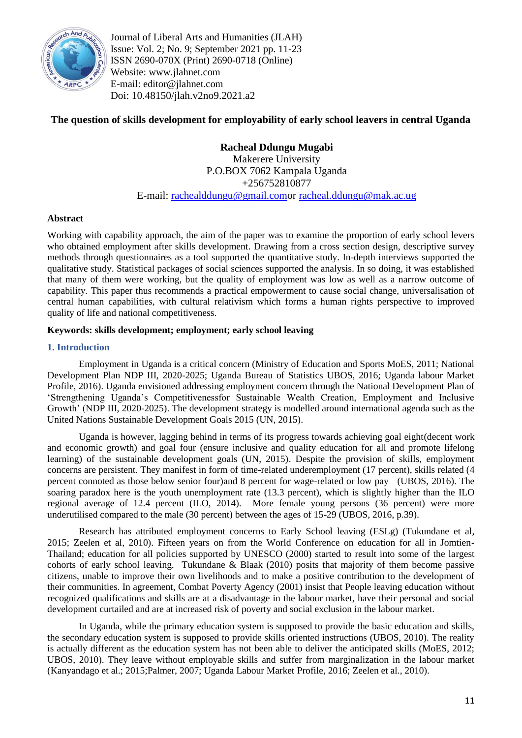Journal of Liberal Arts and Humanities (JLAH)
Issue: Vol. 2; No. 9; September 2021 pp. 11-23
ISSN 2690-070X (Print) 2690-0718 (Online)
Website: www.jlahnet.com
E-mail: editor@jlahnet.com
Doi: 10.48150/jlah.v2no9.2021.a2

# The question of skills development for employability of early school leavers in central Uganda

**Racheal Ddungu Mugabi**
Makerere University
P.O.BOX 7062 Kampala Uganda
+256752810877
E-mail: rachealddungu@gmail.comor racheal.ddungu@mak.ac.ug

## Abstract

Working with capability approach, the aim of the paper was to examine the proportion of early school levers who obtained employment after skills development. Drawing from a cross section design, descriptive survey methods through questionnaires as a tool supported the quantitative study. In-depth interviews supported the qualitative study. Statistical packages of social sciences supported the analysis. In so doing, it was established that many of them were working, but the quality of employment was low as well as a narrow outcome of capability. This paper thus recommends a practical empowerment to cause social change, universalisation of central human capabilities, with cultural relativism which forms a human rights perspective to improved quality of life and national competitiveness.

**Keywords: skills development; employment; early school leaving**

## 1. Introduction

Employment in Uganda is a critical concern (Ministry of Education and Sports MoES, 2011; National Development Plan NDP III, 2020-2025; Uganda Bureau of Statistics UBOS, 2016; Uganda labour Market Profile, 2016). Uganda envisioned addressing employment concern through the National Development Plan of 'Strengthening Uganda's Competitivenessfor Sustainable Wealth Creation, Employment and Inclusive Growth' (NDP III, 2020-2025). The development strategy is modelled around international agenda such as the United Nations Sustainable Development Goals 2015 (UN, 2015).

Uganda is however, lagging behind in terms of its progress towards achieving goal eight(decent work and economic growth) and goal four (ensure inclusive and quality education for all and promote lifelong learning) of the sustainable development goals (UN, 2015). Despite the provision of skills, employment concerns are persistent. They manifest in form of time-related underemployment (17 percent), skills related (4 percent connoted as those below senior four)and 8 percent for wage-related or low pay (UBOS, 2016). The soaring paradox here is the youth unemployment rate (13.3 percent), which is slightly higher than the ILO regional average of 12.4 percent (ILO, 2014). More female young persons (36 percent) were more underutilised compared to the male (30 percent) between the ages of 15-29 (UBOS, 2016, p.39).

Research has attributed employment concerns to Early School leaving (ESLg) (Tukundane et al, 2015; Zeelen et al, 2010). Fifteen years on from the World Conference on education for all in Jomtien-Thailand; education for all policies supported by UNESCO (2000) started to result into some of the largest cohorts of early school leaving. Tukundane & Blaak (2010) posits that majority of them become passive citizens, unable to improve their own livelihoods and to make a positive contribution to the development of their communities. In agreement, Combat Poverty Agency (2001) insist that People leaving education without recognized qualifications and skills are at a disadvantage in the labour market, have their personal and social development curtailed and are at increased risk of poverty and social exclusion in the labour market.

In Uganda, while the primary education system is supposed to provide the basic education and skills, the secondary education system is supposed to provide skills oriented instructions (UBOS, 2010). The reality is actually different as the education system has not been able to deliver the anticipated skills (MoES, 2012; UBOS, 2010). They leave without employable skills and suffer from marginalization in the labour market (Kanyandago et al.; 2015;Palmer, 2007; Uganda Labour Market Profile, 2016; Zeelen et al., 2010).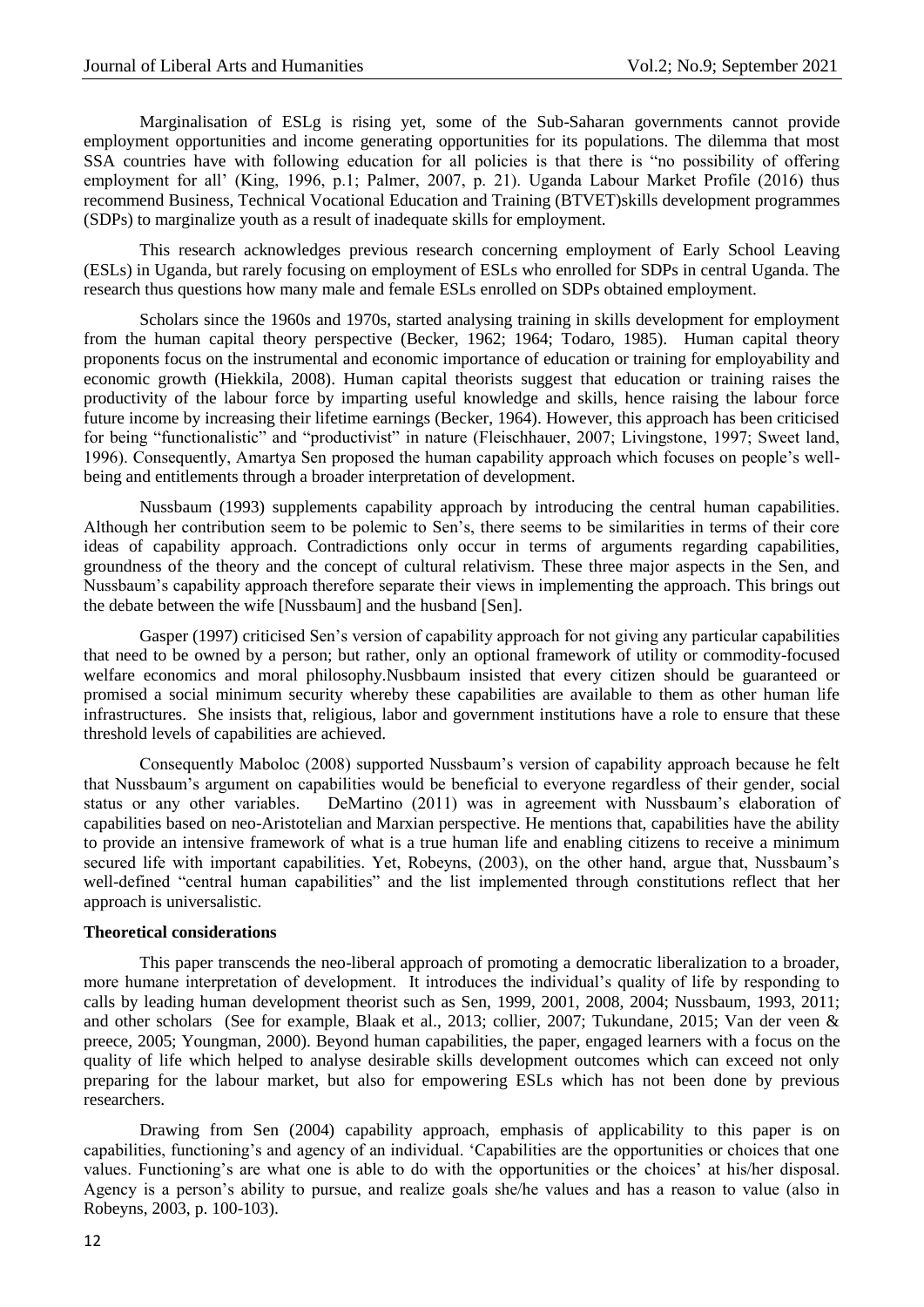Marginalisation of ESLg is rising yet, some of the Sub-Saharan governments cannot provide employment opportunities and income generating opportunities for its populations. The dilemma that most SSA countries have with following education for all policies is that there is "no possibility of offering employment for all' (King, 1996, p.1; Palmer, 2007, p. 21). Uganda Labour Market Profile (2016) thus recommend Business, Technical Vocational Education and Training (BTVET)skills development programmes (SDPs) to marginalize youth as a result of inadequate skills for employment.

This research acknowledges previous research concerning employment of Early School Leaving (ESLs) in Uganda, but rarely focusing on employment of ESLs who enrolled for SDPs in central Uganda. The research thus questions how many male and female ESLs enrolled on SDPs obtained employment.

Scholars since the 1960s and 1970s, started analysing training in skills development for employment from the human capital theory perspective (Becker, 1962; 1964; Todaro, 1985). Human capital theory proponents focus on the instrumental and economic importance of education or training for employability and economic growth (Hiekkila, 2008). Human capital theorists suggest that education or training raises the productivity of the labour force by imparting useful knowledge and skills, hence raising the labour force future income by increasing their lifetime earnings (Becker, 1964). However, this approach has been criticised for being "functionalistic" and "productivist" in nature (Fleischhauer, 2007; Livingstone, 1997; Sweet land, 1996). Consequently, Amartya Sen proposed the human capability approach which focuses on people's well-being and entitlements through a broader interpretation of development.

Nussbaum (1993) supplements capability approach by introducing the central human capabilities. Although her contribution seem to be polemic to Sen's, there seems to be similarities in terms of their core ideas of capability approach. Contradictions only occur in terms of arguments regarding capabilities, groundness of the theory and the concept of cultural relativism. These three major aspects in the Sen, and Nussbaum's capability approach therefore separate their views in implementing the approach. This brings out the debate between the wife [Nussbaum] and the husband [Sen].

Gasper (1997) criticised Sen's version of capability approach for not giving any particular capabilities that need to be owned by a person; but rather, only an optional framework of utility or commodity-focused welfare economics and moral philosophy.Nusbbaum insisted that every citizen should be guaranteed or promised a social minimum security whereby these capabilities are available to them as other human life infrastructures. She insists that, religious, labor and government institutions have a role to ensure that these threshold levels of capabilities are achieved.

Consequently Maboloc (2008) supported Nussbaum's version of capability approach because he felt that Nussbaum's argument on capabilities would be beneficial to everyone regardless of their gender, social status or any other variables. DeMartino (2011) was in agreement with Nussbaum's elaboration of capabilities based on neo-Aristotelian and Marxian perspective. He mentions that, capabilities have the ability to provide an intensive framework of what is a true human life and enabling citizens to receive a minimum secured life with important capabilities. Yet, Robeyns, (2003), on the other hand, argue that, Nussbaum's well-defined "central human capabilities" and the list implemented through constitutions reflect that her approach is universalistic.

**Theoretical considerations**

This paper transcends the neo-liberal approach of promoting a democratic liberalization to a broader, more humane interpretation of development. It introduces the individual's quality of life by responding to calls by leading human development theorist such as Sen, 1999, 2001, 2008, 2004; Nussbaum, 1993, 2011; and other scholars (See for example, Blaak et al., 2013; collier, 2007; Tukundane, 2015; Van der veen & preece, 2005; Youngman, 2000). Beyond human capabilities, the paper, engaged learners with a focus on the quality of life which helped to analyse desirable skills development outcomes which can exceed not only preparing for the labour market, but also for empowering ESLs which has not been done by previous researchers.

Drawing from Sen (2004) capability approach, emphasis of applicability to this paper is on capabilities, functioning's and agency of an individual. 'Capabilities are the opportunities or choices that one values. Functioning's are what one is able to do with the opportunities or the choices' at his/her disposal. Agency is a person's ability to pursue, and realize goals she/he values and has a reason to value (also in Robeyns, 2003, p. 100-103).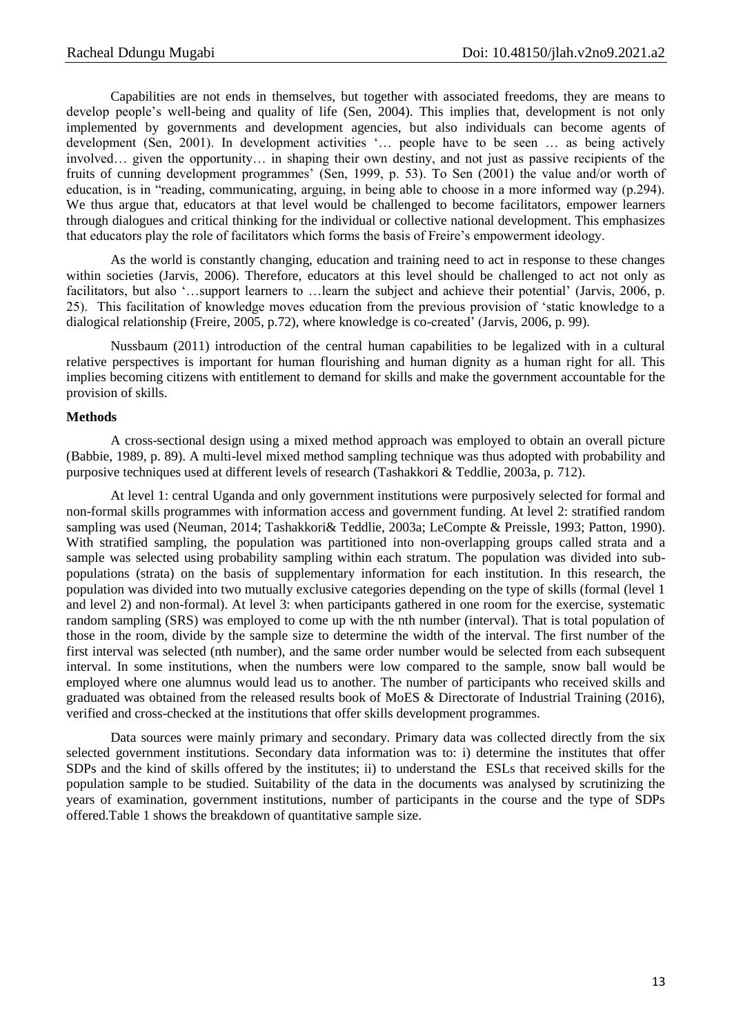Capabilities are not ends in themselves, but together with associated freedoms, they are means to develop people's well-being and quality of life (Sen, 2004). This implies that, development is not only implemented by governments and development agencies, but also individuals can become agents of development (Sen, 2001). In development activities '… people have to be seen … as being actively involved… given the opportunity… in shaping their own destiny, and not just as passive recipients of the fruits of cunning development programmes' (Sen, 1999, p. 53). To Sen (2001) the value and/or worth of education, is in "reading, communicating, arguing, in being able to choose in a more informed way (p.294). We thus argue that, educators at that level would be challenged to become facilitators, empower learners through dialogues and critical thinking for the individual or collective national development. This emphasizes that educators play the role of facilitators which forms the basis of Freire's empowerment ideology.

As the world is constantly changing, education and training need to act in response to these changes within societies (Jarvis, 2006). Therefore, educators at this level should be challenged to act not only as facilitators, but also '…support learners to …learn the subject and achieve their potential' (Jarvis, 2006, p. 25). This facilitation of knowledge moves education from the previous provision of 'static knowledge to a dialogical relationship (Freire, 2005, p.72), where knowledge is co-created' (Jarvis, 2006, p. 99).

Nussbaum (2011) introduction of the central human capabilities to be legalized with in a cultural relative perspectives is important for human flourishing and human dignity as a human right for all. This implies becoming citizens with entitlement to demand for skills and make the government accountable for the provision of skills.

**Methods**

A cross-sectional design using a mixed method approach was employed to obtain an overall picture (Babbie, 1989, p. 89). A multi-level mixed method sampling technique was thus adopted with probability and purposive techniques used at different levels of research (Tashakkori & Teddlie, 2003a, p. 712).

At level 1: central Uganda and only government institutions were purposively selected for formal and non-formal skills programmes with information access and government funding. At level 2: stratified random sampling was used (Neuman, 2014; Tashakkori& Teddlie, 2003a; LeCompte & Preissle, 1993; Patton, 1990). With stratified sampling, the population was partitioned into non-overlapping groups called strata and a sample was selected using probability sampling within each stratum. The population was divided into sub-populations (strata) on the basis of supplementary information for each institution. In this research, the population was divided into two mutually exclusive categories depending on the type of skills (formal (level 1 and level 2) and non-formal). At level 3: when participants gathered in one room for the exercise, systematic random sampling (SRS) was employed to come up with the nth number (interval). That is total population of those in the room, divide by the sample size to determine the width of the interval. The first number of the first interval was selected (nth number), and the same order number would be selected from each subsequent interval. In some institutions, when the numbers were low compared to the sample, snow ball would be employed where one alumnus would lead us to another. The number of participants who received skills and graduated was obtained from the released results book of MoES & Directorate of Industrial Training (2016), verified and cross-checked at the institutions that offer skills development programmes.

Data sources were mainly primary and secondary. Primary data was collected directly from the six selected government institutions. Secondary data information was to: i) determine the institutes that offer SDPs and the kind of skills offered by the institutes; ii) to understand the ESLs that received skills for the population sample to be studied. Suitability of the data in the documents was analysed by scrutinizing the years of examination, government institutions, number of participants in the course and the type of SDPs offered.Table 1 shows the breakdown of quantitative sample size.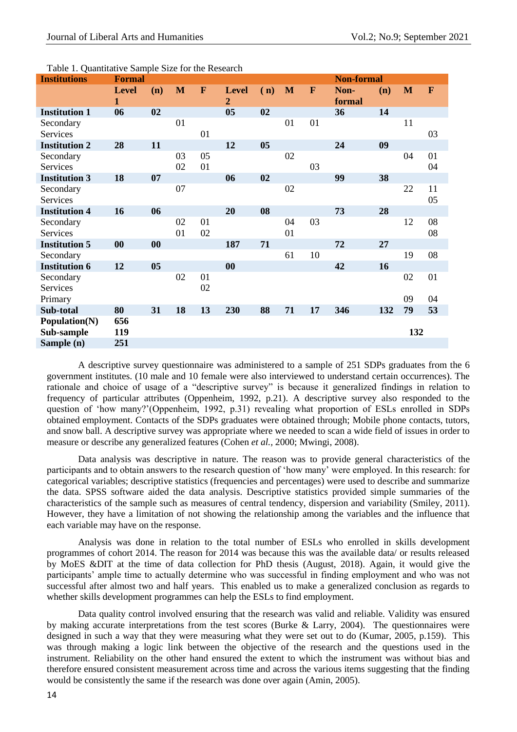Table 1. Quantitative Sample Size for the Research

| Institutions | Formal | | | | | | | | Non-formal | | | |
|---|---|---|---|---|---|---|---|---|---|---|---|---|
| | Level 1 | (n) | M | F | Level 2 | ( n) | M | F | Non-formal | (n) | M | F |
| **Institution 1** | **06** | **02** | | | **05** | **02** | | | **36** | **14** | | |
| Secondary | | | 01 | | | | 01 | 01 | | | 11 | |
| Services | | | | 01 | | | | | | | | 03 |
| **Institution 2** | **28** | **11** | | | **12** | **05** | | | **24** | **09** | | |
| Secondary | | | 03 | 05 | | | 02 | | | | 04 | 01 |
| Services | | | 02 | 01 | | | | 03 | | | | 04 |
| **Institution 3** | **18** | **07** | | | **06** | **02** | | | **99** | **38** | | |
| Secondary | | | 07 | | | | 02 | | | | 22 | 11 |
| Services | | | | | | | | | | | | 05 |
| **Institution 4** | **16** | **06** | | | **20** | **08** | | | **73** | **28** | | |
| Secondary | | | 02 | 01 | | | 04 | 03 | | | 12 | 08 |
| Services | | | 01 | 02 | | | 01 | | | | | 08 |
| **Institution 5** | **00** | **00** | | | **187** | **71** | | | **72** | **27** | | |
| Secondary | | | | | | | 61 | 10 | | | 19 | 08 |
| **Institution 6** | **12** | **05** | | | **00** | | | | **42** | **16** | | |
| Secondary | | | 02 | 01 | | | | | | | 02 | 01 |
| Services | | | | 02 | | | | | | | | |
| Primary | | | | | | | | | | | 09 | 04 |
| **Sub-total** | **80** | **31** | **18** | **13** | **230** | **88** | **71** | **17** | **346** | **132** | **79** | **53** |
| **Population(N)** | **656** | | | | | | | | | | | |
| **Sub-sample** | **119** | | | | | | | | | | **132** | |
| **Sample (n)** | **251** | | | | | | | | | | | |

A descriptive survey questionnaire was administered to a sample of 251 SDPs graduates from the 6 government institutes. (10 male and 10 female were also interviewed to understand certain occurrences). The rationale and choice of usage of a "descriptive survey" is because it generalized findings in relation to frequency of particular attributes (Oppenheim, 1992, p.21). A descriptive survey also responded to the question of 'how many?'(Oppenheim, 1992, p.31) revealing what proportion of ESLs enrolled in SDPs obtained employment. Contacts of the SDPs graduates were obtained through; Mobile phone contacts, tutors, and snow ball. A descriptive survey was appropriate where we needed to scan a wide field of issues in order to measure or describe any generalized features (Cohen *et al.,* 2000; Mwingi, 2008).

Data analysis was descriptive in nature. The reason was to provide general characteristics of the participants and to obtain answers to the research question of 'how many' were employed. In this research: for categorical variables; descriptive statistics (frequencies and percentages) were used to describe and summarize the data. SPSS software aided the data analysis. Descriptive statistics provided simple summaries of the characteristics of the sample such as measures of central tendency, dispersion and variability (Smiley, 2011). However, they have a limitation of not showing the relationship among the variables and the influence that each variable may have on the response.

Analysis was done in relation to the total number of ESLs who enrolled in skills development programmes of cohort 2014. The reason for 2014 was because this was the available data/ or results released by MoES &DIT at the time of data collection for PhD thesis (August, 2018). Again, it would give the participants' ample time to actually determine who was successful in finding employment and who was not successful after almost two and half years. This enabled us to make a generalized conclusion as regards to whether skills development programmes can help the ESLs to find employment.

Data quality control involved ensuring that the research was valid and reliable. Validity was ensured by making accurate interpretations from the test scores (Burke & Larry, 2004). The questionnaires were designed in such a way that they were measuring what they were set out to do (Kumar, 2005, p.159). This was through making a logic link between the objective of the research and the questions used in the instrument. Reliability on the other hand ensured the extent to which the instrument was without bias and therefore ensured consistent measurement across time and across the various items suggesting that the finding would be consistently the same if the research was done over again (Amin, 2005).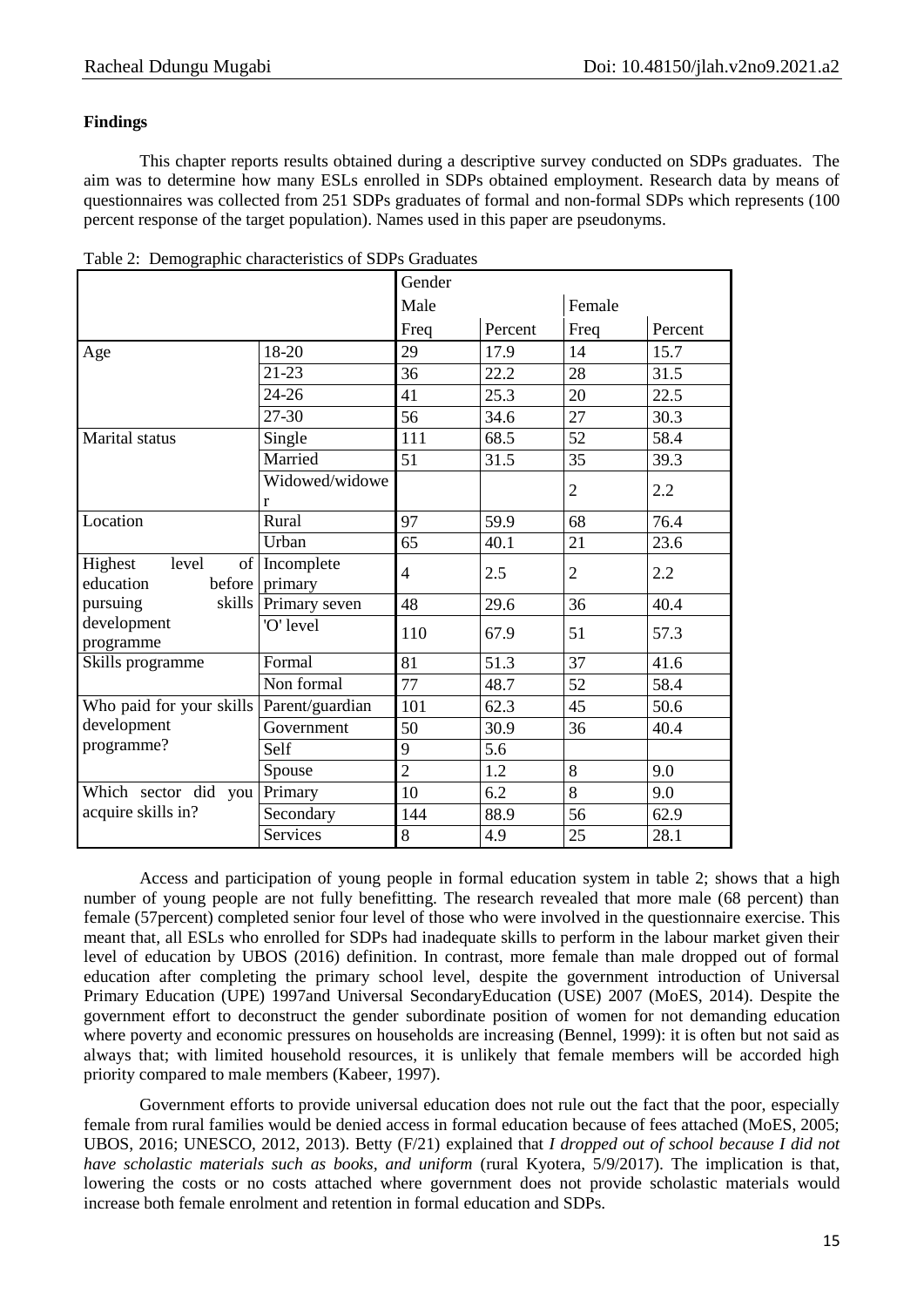**Findings**

This chapter reports results obtained during a descriptive survey conducted on SDPs graduates. The aim was to determine how many ESLs enrolled in SDPs obtained employment. Research data by means of questionnaires was collected from 251 SDPs graduates of formal and non-formal SDPs which represents (100 percent response of the target population). Names used in this paper are pseudonyms.

Table 2: Demographic characteristics of SDPs Graduates

| | | Gender | | | |
|---|---|---|---|---|---|
| | | Male | | Female | |
| | | Freq | Percent | Freq | Percent |
| Age | 18-20 | 29 | 17.9 | 14 | 15.7 |
| | 21-23 | 36 | 22.2 | 28 | 31.5 |
| | 24-26 | 41 | 25.3 | 20 | 22.5 |
| | 27-30 | 56 | 34.6 | 27 | 30.3 |
| Marital status | Single | 111 | 68.5 | 52 | 58.4 |
| | Married | 51 | 31.5 | 35 | 39.3 |
| | Widowed/widower | | | 2 | 2.2 |
| Location | Rural | 97 | 59.9 | 68 | 76.4 |
| | Urban | 65 | 40.1 | 21 | 23.6 |
| Highest level of education before pursuing skills development programme | Incomplete primary | 4 | 2.5 | 2 | 2.2 |
| | Primary seven | 48 | 29.6 | 36 | 40.4 |
| | 'O' level | 110 | 67.9 | 51 | 57.3 |
| Skills programme | Formal | 81 | 51.3 | 37 | 41.6 |
| | Non formal | 77 | 48.7 | 52 | 58.4 |
| Who paid for your skills development programme? | Parent/guardian | 101 | 62.3 | 45 | 50.6 |
| | Government | 50 | 30.9 | 36 | 40.4 |
| | Self | 9 | 5.6 | | |
| | Spouse | 2 | 1.2 | 8 | 9.0 |
| Which sector did you acquire skills in? | Primary | 10 | 6.2 | 8 | 9.0 |
| | Secondary | 144 | 88.9 | 56 | 62.9 |
| | Services | 8 | 4.9 | 25 | 28.1 |

Access and participation of young people in formal education system in table 2; shows that a high number of young people are not fully benefitting. The research revealed that more male (68 percent) than female (57percent) completed senior four level of those who were involved in the questionnaire exercise. This meant that, all ESLs who enrolled for SDPs had inadequate skills to perform in the labour market given their level of education by UBOS (2016) definition. In contrast, more female than male dropped out of formal education after completing the primary school level, despite the government introduction of Universal Primary Education (UPE) 1997and Universal SecondaryEducation (USE) 2007 (MoES, 2014). Despite the government effort to deconstruct the gender subordinate position of women for not demanding education where poverty and economic pressures on households are increasing (Bennel, 1999): it is often but not said as always that; with limited household resources, it is unlikely that female members will be accorded high priority compared to male members (Kabeer, 1997).

Government efforts to provide universal education does not rule out the fact that the poor, especially female from rural families would be denied access in formal education because of fees attached (MoES, 2005; UBOS, 2016; UNESCO, 2012, 2013). Betty (F/21) explained that *I dropped out of school because I did not have scholastic materials such as books, and uniform* (rural Kyotera, 5/9/2017). The implication is that, lowering the costs or no costs attached where government does not provide scholastic materials would increase both female enrolment and retention in formal education and SDPs.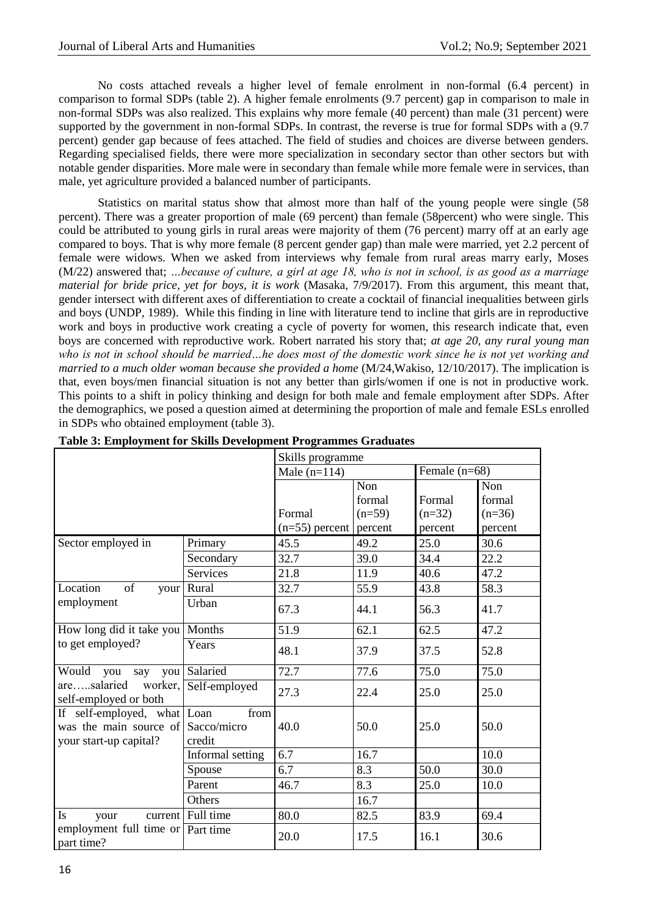No costs attached reveals a higher level of female enrolment in non-formal (6.4 percent) in comparison to formal SDPs (table 2). A higher female enrolments (9.7 percent) gap in comparison to male in non-formal SDPs was also realized. This explains why more female (40 percent) than male (31 percent) were supported by the government in non-formal SDPs. In contrast, the reverse is true for formal SDPs with a (9.7 percent) gender gap because of fees attached. The field of studies and choices are diverse between genders. Regarding specialised fields, there were more specialization in secondary sector than other sectors but with notable gender disparities. More male were in secondary than female while more female were in services, than male, yet agriculture provided a balanced number of participants.

Statistics on marital status show that almost more than half of the young people were single (58 percent). There was a greater proportion of male (69 percent) than female (58percent) who were single. This could be attributed to young girls in rural areas were majority of them (76 percent) marry off at an early age compared to boys. That is why more female (8 percent gender gap) than male were married, yet 2.2 percent of female were widows. When we asked from interviews why female from rural areas marry early, Moses (M/22) answered that; *...because of culture, a girl at age 18, who is not in school, is as good as a marriage material for bride price, yet for boys, it is work* (Masaka, 7/9/2017). From this argument, this meant that, gender intersect with different axes of differentiation to create a cocktail of financial inequalities between girls and boys (UNDP, 1989). While this finding in line with literature tend to incline that girls are in reproductive work and boys in productive work creating a cycle of poverty for women, this research indicate that, even boys are concerned with reproductive work. Robert narrated his story that; *at age 20, any rural young man who is not in school should be married…he does most of the domestic work since he is not yet working and married to a much older woman because she provided a home* (M/24,Wakiso, 12/10/2017). The implication is that, even boys/men financial situation is not any better than girls/women if one is not in productive work. This points to a shift in policy thinking and design for both male and female employment after SDPs. After the demographics, we posed a question aimed at determining the proportion of male and female ESLs enrolled in SDPs who obtained employment (table 3).

**Table 3: Employment for Skills Development Programmes Graduates**

| | | Skills programme | | | |
|---|---|---|---|---|---|
| | | Male (n=114) | | Female (n=68) | |
| | | Formal (n=55) percent | Non formal (n=59) percent | Formal (n=32) percent | Non formal (n=36) percent |
| Sector employed in | Primary | 45.5 | 49.2 | 25.0 | 30.6 |
| | Secondary | 32.7 | 39.0 | 34.4 | 22.2 |
| | Services | 21.8 | 11.9 | 40.6 | 47.2 |
| Location of your employment | Rural | 32.7 | 55.9 | 43.8 | 58.3 |
| | Urban | 67.3 | 44.1 | 56.3 | 41.7 |
| How long did it take you to get employed? | Months | 51.9 | 62.1 | 62.5 | 47.2 |
| | Years | 48.1 | 37.9 | 37.5 | 52.8 |
| Would you say you are…..salaried worker, self-employed or both | Salaried | 72.7 | 77.6 | 75.0 | 75.0 |
| | Self-employed | 27.3 | 22.4 | 25.0 | 25.0 |
| If self-employed, what was the main source of your start-up capital? | Loan from Sacco/micro credit | 40.0 | 50.0 | 25.0 | 50.0 |
| | Informal setting | 6.7 | 16.7 | | 10.0 |
| | Spouse | 6.7 | 8.3 | 50.0 | 30.0 |
| | Parent | 46.7 | 8.3 | 25.0 | 10.0 |
| | Others | | 16.7 | | |
| Is your current employment full time or part time? | Full time | 80.0 | 82.5 | 83.9 | 69.4 |
| | Part time | 20.0 | 17.5 | 16.1 | 30.6 |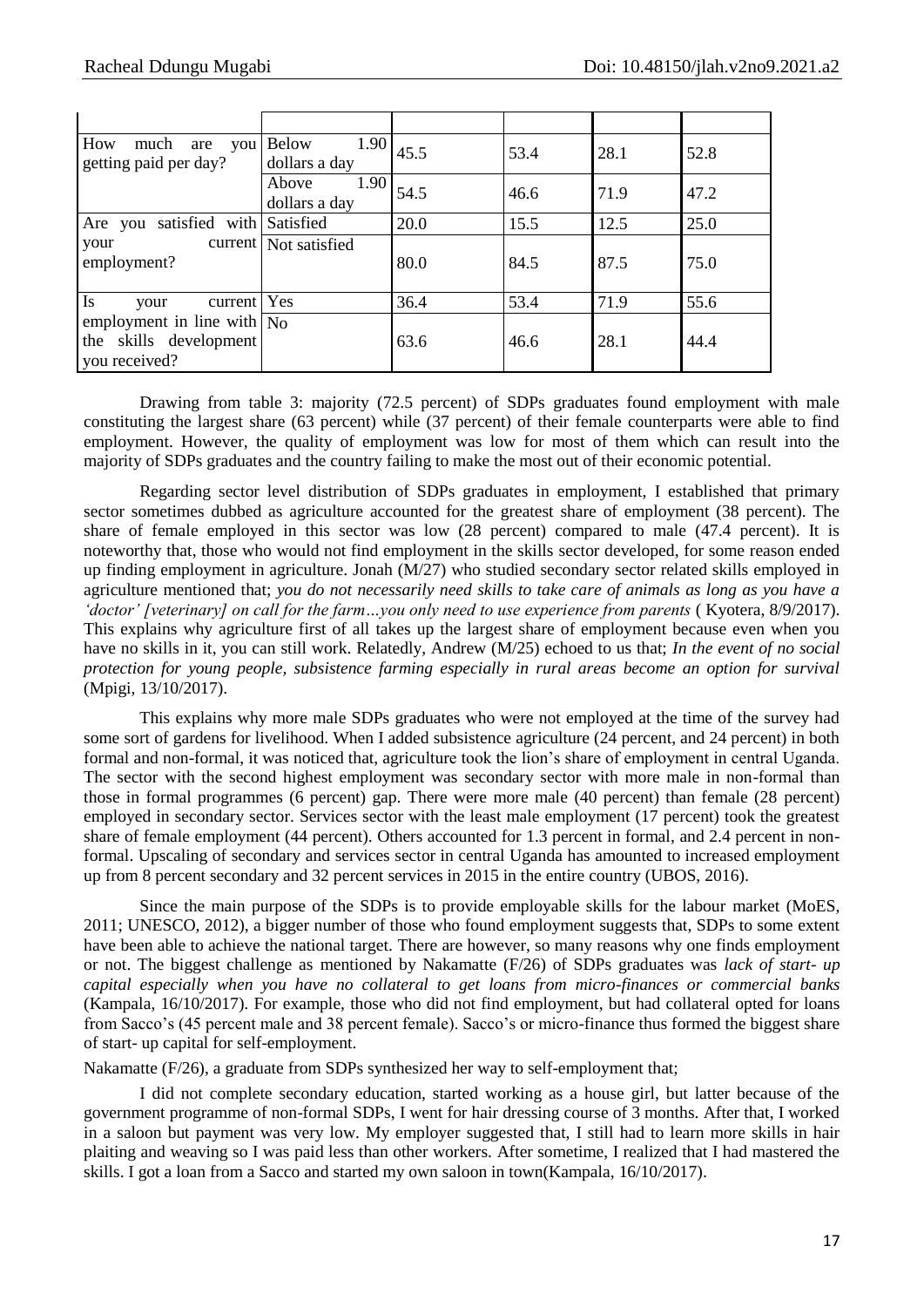| | | | | | |
|---|---|---|---|---|---|
| How much are you getting paid per day? | Below 1.90 dollars a day | 45.5 | 53.4 | 28.1 | 52.8 |
| | Above 1.90 dollars a day | 54.5 | 46.6 | 71.9 | 47.2 |
| Are you satisfied with your current employment? | Satisfied | 20.0 | 15.5 | 12.5 | 25.0 |
| | Not satisfied | 80.0 | 84.5 | 87.5 | 75.0 |
| Is your current employment in line with the skills development you received? | Yes | 36.4 | 53.4 | 71.9 | 55.6 |
| | No | 63.6 | 46.6 | 28.1 | 44.4 |

Drawing from table 3: majority (72.5 percent) of SDPs graduates found employment with male constituting the largest share (63 percent) while (37 percent) of their female counterparts were able to find employment. However, the quality of employment was low for most of them which can result into the majority of SDPs graduates and the country failing to make the most out of their economic potential.

Regarding sector level distribution of SDPs graduates in employment, I established that primary sector sometimes dubbed as agriculture accounted for the greatest share of employment (38 percent). The share of female employed in this sector was low (28 percent) compared to male (47.4 percent). It is noteworthy that, those who would not find employment in the skills sector developed, for some reason ended up finding employment in agriculture. Jonah (M/27) who studied secondary sector related skills employed in agriculture mentioned that; *you do not necessarily need skills to take care of animals as long as you have a 'doctor' [veterinary] on call for the farm…you only need to use experience from parents* ( Kyotera, 8/9/2017). This explains why agriculture first of all takes up the largest share of employment because even when you have no skills in it, you can still work. Relatedly, Andrew (M/25) echoed to us that; *In the event of no social protection for young people, subsistence farming especially in rural areas become an option for survival* (Mpigi, 13/10/2017).

This explains why more male SDPs graduates who were not employed at the time of the survey had some sort of gardens for livelihood. When I added subsistence agriculture (24 percent, and 24 percent) in both formal and non-formal, it was noticed that, agriculture took the lion's share of employment in central Uganda. The sector with the second highest employment was secondary sector with more male in non-formal than those in formal programmes (6 percent) gap. There were more male (40 percent) than female (28 percent) employed in secondary sector. Services sector with the least male employment (17 percent) took the greatest share of female employment (44 percent). Others accounted for 1.3 percent in formal, and 2.4 percent in non-formal. Upscaling of secondary and services sector in central Uganda has amounted to increased employment up from 8 percent secondary and 32 percent services in 2015 in the entire country (UBOS, 2016).

Since the main purpose of the SDPs is to provide employable skills for the labour market (MoES, 2011; UNESCO, 2012), a bigger number of those who found employment suggests that, SDPs to some extent have been able to achieve the national target. There are however, so many reasons why one finds employment or not. The biggest challenge as mentioned by Nakamatte (F/26) of SDPs graduates was *lack of start- up capital especially when you have no collateral to get loans from micro-finances or commercial banks* (Kampala, 16/10/2017). For example, those who did not find employment, but had collateral opted for loans from Sacco's (45 percent male and 38 percent female). Sacco's or micro-finance thus formed the biggest share of start- up capital for self-employment.

Nakamatte (F/26), a graduate from SDPs synthesized her way to self-employment that;

I did not complete secondary education, started working as a house girl, but latter because of the government programme of non-formal SDPs, I went for hair dressing course of 3 months. After that, I worked in a saloon but payment was very low. My employer suggested that, I still had to learn more skills in hair plaiting and weaving so I was paid less than other workers. After sometime, I realized that I had mastered the skills. I got a loan from a Sacco and started my own saloon in town(Kampala, 16/10/2017).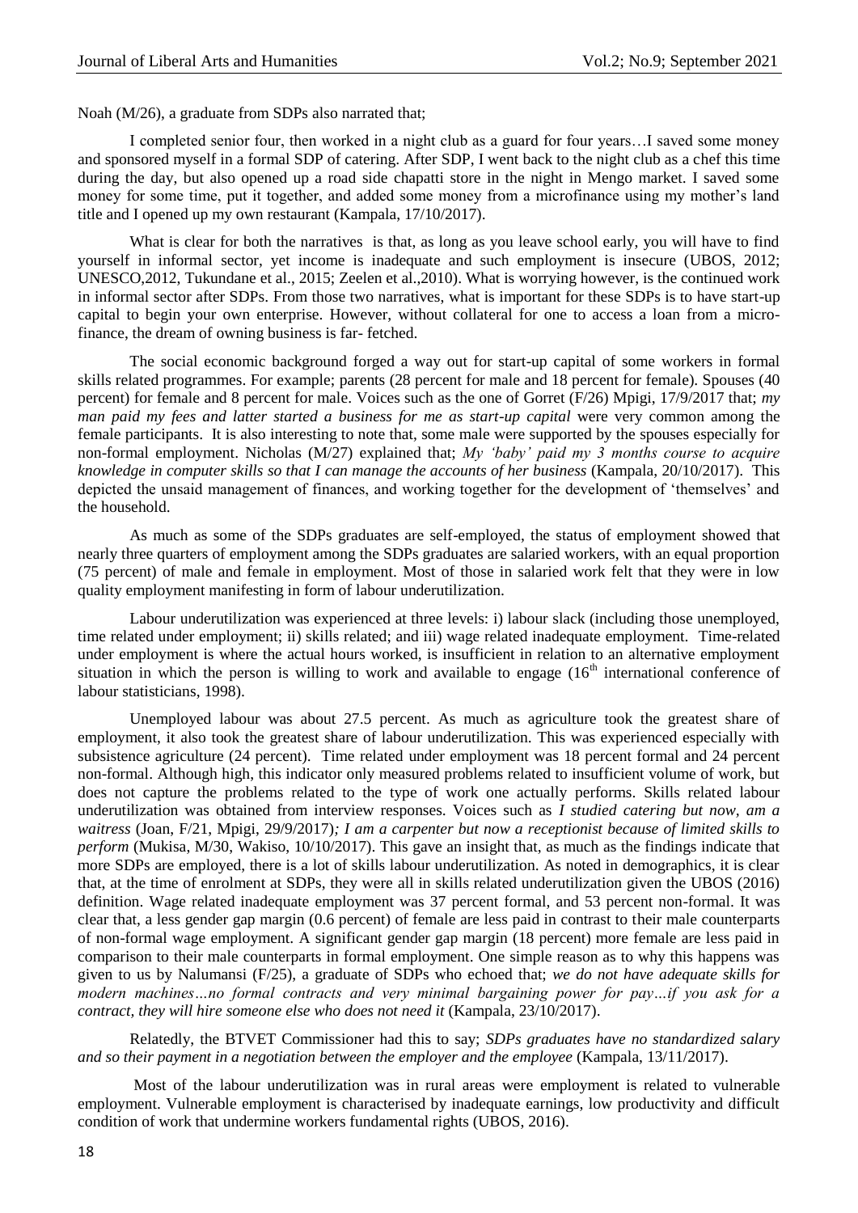Noah (M/26), a graduate from SDPs also narrated that;

I completed senior four, then worked in a night club as a guard for four years…I saved some money and sponsored myself in a formal SDP of catering. After SDP, I went back to the night club as a chef this time during the day, but also opened up a road side chapatti store in the night in Mengo market. I saved some money for some time, put it together, and added some money from a microfinance using my mother's land title and I opened up my own restaurant (Kampala, 17/10/2017).

What is clear for both the narratives is that, as long as you leave school early, you will have to find yourself in informal sector, yet income is inadequate and such employment is insecure (UBOS, 2012; UNESCO,2012, Tukundane et al., 2015; Zeelen et al.,2010). What is worrying however, is the continued work in informal sector after SDPs. From those two narratives, what is important for these SDPs is to have start-up capital to begin your own enterprise. However, without collateral for one to access a loan from a micro-finance, the dream of owning business is far- fetched.

The social economic background forged a way out for start-up capital of some workers in formal skills related programmes. For example; parents (28 percent for male and 18 percent for female). Spouses (40 percent) for female and 8 percent for male. Voices such as the one of Gorret (F/26) Mpigi, 17/9/2017 that; *my man paid my fees and latter started a business for me as start-up capital* were very common among the female participants. It is also interesting to note that, some male were supported by the spouses especially for non-formal employment. Nicholas (M/27) explained that; *My 'baby' paid my 3 months course to acquire knowledge in computer skills so that I can manage the accounts of her business* (Kampala, 20/10/2017). This depicted the unsaid management of finances, and working together for the development of 'themselves' and the household.

As much as some of the SDPs graduates are self-employed, the status of employment showed that nearly three quarters of employment among the SDPs graduates are salaried workers, with an equal proportion (75 percent) of male and female in employment. Most of those in salaried work felt that they were in low quality employment manifesting in form of labour underutilization.

Labour underutilization was experienced at three levels: i) labour slack (including those unemployed, time related under employment; ii) skills related; and iii) wage related inadequate employment. Time-related under employment is where the actual hours worked, is insufficient in relation to an alternative employment situation in which the person is willing to work and available to engage (16th international conference of labour statisticians, 1998).

Unemployed labour was about 27.5 percent. As much as agriculture took the greatest share of employment, it also took the greatest share of labour underutilization. This was experienced especially with subsistence agriculture (24 percent). Time related under employment was 18 percent formal and 24 percent non-formal. Although high, this indicator only measured problems related to insufficient volume of work, but does not capture the problems related to the type of work one actually performs. Skills related labour underutilization was obtained from interview responses. Voices such as *I studied catering but now, am a waitress* (Joan, F/21, Mpigi, 29/9/2017)*; I am a carpenter but now a receptionist because of limited skills to perform* (Mukisa, M/30, Wakiso, 10/10/2017). This gave an insight that, as much as the findings indicate that more SDPs are employed, there is a lot of skills labour underutilization. As noted in demographics, it is clear that, at the time of enrolment at SDPs, they were all in skills related underutilization given the UBOS (2016) definition. Wage related inadequate employment was 37 percent formal, and 53 percent non-formal. It was clear that, a less gender gap margin (0.6 percent) of female are less paid in contrast to their male counterparts of non-formal wage employment. A significant gender gap margin (18 percent) more female are less paid in comparison to their male counterparts in formal employment. One simple reason as to why this happens was given to us by Nalumansi (F/25), a graduate of SDPs who echoed that; *we do not have adequate skills for modern machines…no formal contracts and very minimal bargaining power for pay…if you ask for a contract, they will hire someone else who does not need it* (Kampala, 23/10/2017).

Relatedly, the BTVET Commissioner had this to say; *SDPs graduates have no standardized salary and so their payment in a negotiation between the employer and the employee* (Kampala, 13/11/2017).

Most of the labour underutilization was in rural areas were employment is related to vulnerable employment. Vulnerable employment is characterised by inadequate earnings, low productivity and difficult condition of work that undermine workers fundamental rights (UBOS, 2016).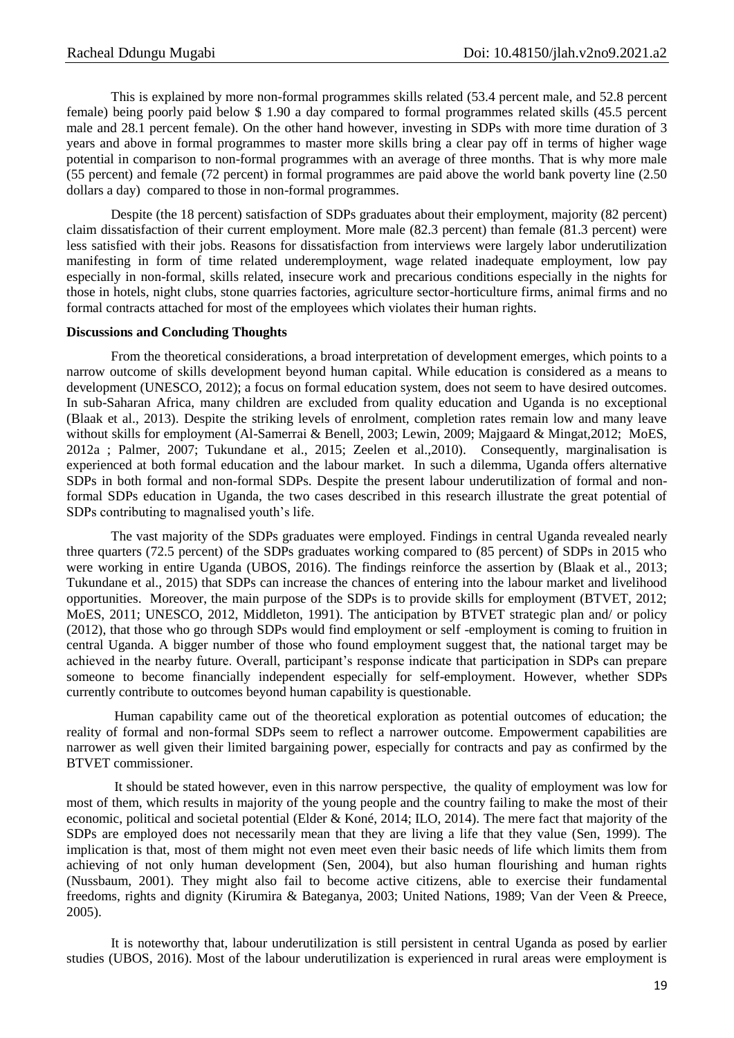This is explained by more non-formal programmes skills related (53.4 percent male, and 52.8 percent female) being poorly paid below $ 1.90 a day compared to formal programmes related skills (45.5 percent male and 28.1 percent female). On the other hand however, investing in SDPs with more time duration of 3 years and above in formal programmes to master more skills bring a clear pay off in terms of higher wage potential in comparison to non-formal programmes with an average of three months. That is why more male (55 percent) and female (72 percent) in formal programmes are paid above the world bank poverty line (2.50 dollars a day) compared to those in non-formal programmes.

Despite (the 18 percent) satisfaction of SDPs graduates about their employment, majority (82 percent) claim dissatisfaction of their current employment. More male (82.3 percent) than female (81.3 percent) were less satisfied with their jobs. Reasons for dissatisfaction from interviews were largely labor underutilization manifesting in form of time related underemployment, wage related inadequate employment, low pay especially in non-formal, skills related, insecure work and precarious conditions especially in the nights for those in hotels, night clubs, stone quarries factories, agriculture sector-horticulture firms, animal firms and no formal contracts attached for most of the employees which violates their human rights.

**Discussions and Concluding Thoughts**

From the theoretical considerations, a broad interpretation of development emerges, which points to a narrow outcome of skills development beyond human capital. While education is considered as a means to development (UNESCO, 2012); a focus on formal education system, does not seem to have desired outcomes. In sub-Saharan Africa, many children are excluded from quality education and Uganda is no exceptional (Blaak et al., 2013). Despite the striking levels of enrolment, completion rates remain low and many leave without skills for employment (Al-Samerrai & Benell, 2003; Lewin, 2009; Majgaard & Mingat,2012; MoES, 2012a ; Palmer, 2007; Tukundane et al., 2015; Zeelen et al.,2010). Consequently, marginalisation is experienced at both formal education and the labour market. In such a dilemma, Uganda offers alternative SDPs in both formal and non-formal SDPs. Despite the present labour underutilization of formal and non-formal SDPs education in Uganda, the two cases described in this research illustrate the great potential of SDPs contributing to magnalised youth's life.

The vast majority of the SDPs graduates were employed. Findings in central Uganda revealed nearly three quarters (72.5 percent) of the SDPs graduates working compared to (85 percent) of SDPs in 2015 who were working in entire Uganda (UBOS, 2016). The findings reinforce the assertion by (Blaak et al., 2013; Tukundane et al., 2015) that SDPs can increase the chances of entering into the labour market and livelihood opportunities. Moreover, the main purpose of the SDPs is to provide skills for employment (BTVET, 2012; MoES, 2011; UNESCO, 2012, Middleton, 1991). The anticipation by BTVET strategic plan and/ or policy (2012), that those who go through SDPs would find employment or self -employment is coming to fruition in central Uganda. A bigger number of those who found employment suggest that, the national target may be achieved in the nearby future. Overall, participant's response indicate that participation in SDPs can prepare someone to become financially independent especially for self-employment. However, whether SDPs currently contribute to outcomes beyond human capability is questionable.

Human capability came out of the theoretical exploration as potential outcomes of education; the reality of formal and non-formal SDPs seem to reflect a narrower outcome. Empowerment capabilities are narrower as well given their limited bargaining power, especially for contracts and pay as confirmed by the BTVET commissioner.

It should be stated however, even in this narrow perspective, the quality of employment was low for most of them, which results in majority of the young people and the country failing to make the most of their economic, political and societal potential (Elder & Koné, 2014; ILO, 2014). The mere fact that majority of the SDPs are employed does not necessarily mean that they are living a life that they value (Sen, 1999). The implication is that, most of them might not even meet even their basic needs of life which limits them from achieving of not only human development (Sen, 2004), but also human flourishing and human rights (Nussbaum, 2001). They might also fail to become active citizens, able to exercise their fundamental freedoms, rights and dignity (Kirumira & Bateganya, 2003; United Nations, 1989; Van der Veen & Preece, 2005).

It is noteworthy that, labour underutilization is still persistent in central Uganda as posed by earlier studies (UBOS, 2016). Most of the labour underutilization is experienced in rural areas were employment is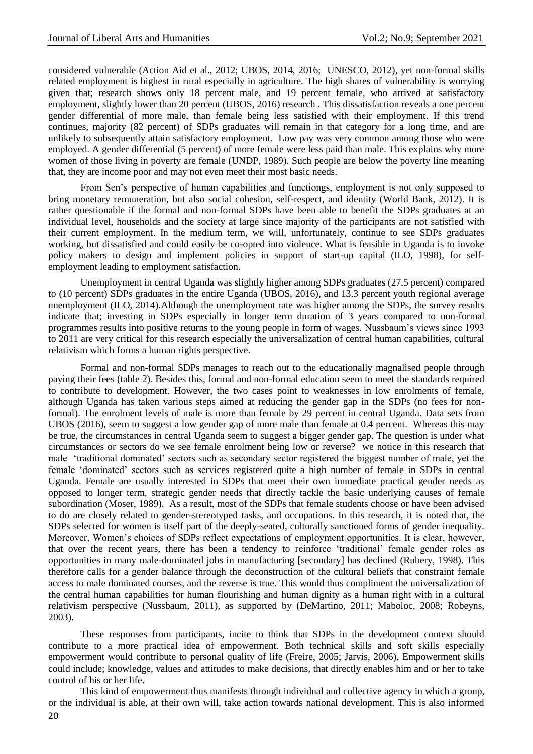considered vulnerable (Action Aid et al., 2012; UBOS, 2014, 2016; UNESCO, 2012), yet non-formal skills related employment is highest in rural especially in agriculture. The high shares of vulnerability is worrying given that; research shows only 18 percent male, and 19 percent female, who arrived at satisfactory employment, slightly lower than 20 percent (UBOS, 2016) research . This dissatisfaction reveals a one percent gender differential of more male, than female being less satisfied with their employment. If this trend continues, majority (82 percent) of SDPs graduates will remain in that category for a long time, and are unlikely to subsequently attain satisfactory employment. Low pay was very common among those who were employed. A gender differential (5 percent) of more female were less paid than male. This explains why more women of those living in poverty are female (UNDP, 1989). Such people are below the poverty line meaning that, they are income poor and may not even meet their most basic needs.

From Sen's perspective of human capabilities and functiongs, employment is not only supposed to bring monetary remuneration, but also social cohesion, self-respect, and identity (World Bank, 2012). It is rather questionable if the formal and non-formal SDPs have been able to benefit the SDPs graduates at an individual level, households and the society at large since majority of the participants are not satisfied with their current employment. In the medium term, we will, unfortunately, continue to see SDPs graduates working, but dissatisfied and could easily be co-opted into violence. What is feasible in Uganda is to invoke policy makers to design and implement policies in support of start-up capital (ILO, 1998), for self-employment leading to employment satisfaction.

Unemployment in central Uganda was slightly higher among SDPs graduates (27.5 percent) compared to (10 percent) SDPs graduates in the entire Uganda (UBOS, 2016), and 13.3 percent youth regional average unemployment (ILO, 2014).Although the unemployment rate was higher among the SDPs, the survey results indicate that; investing in SDPs especially in longer term duration of 3 years compared to non-formal programmes results into positive returns to the young people in form of wages. Nussbaum's views since 1993 to 2011 are very critical for this research especially the universalization of central human capabilities, cultural relativism which forms a human rights perspective.

Formal and non-formal SDPs manages to reach out to the educationally magnalised people through paying their fees (table 2). Besides this, formal and non-formal education seem to meet the standards required to contribute to development. However, the two cases point to weaknesses in low enrolments of female, although Uganda has taken various steps aimed at reducing the gender gap in the SDPs (no fees for non-formal). The enrolment levels of male is more than female by 29 percent in central Uganda. Data sets from UBOS (2016), seem to suggest a low gender gap of more male than female at 0.4 percent. Whereas this may be true, the circumstances in central Uganda seem to suggest a bigger gender gap. The question is under what circumstances or sectors do we see female enrolment being low or reverse? we notice in this research that male 'traditional dominated' sectors such as secondary sector registered the biggest number of male, yet the female 'dominated' sectors such as services registered quite a high number of female in SDPs in central Uganda. Female are usually interested in SDPs that meet their own immediate practical gender needs as opposed to longer term, strategic gender needs that directly tackle the basic underlying causes of female subordination (Moser, 1989). As a result, most of the SDPs that female students choose or have been advised to do are closely related to gender-stereotyped tasks, and occupations. In this research, it is noted that, the SDPs selected for women is itself part of the deeply-seated, culturally sanctioned forms of gender inequality. Moreover, Women's choices of SDPs reflect expectations of employment opportunities. It is clear, however, that over the recent years, there has been a tendency to reinforce 'traditional' female gender roles as opportunities in many male-dominated jobs in manufacturing [secondary] has declined (Rubery, 1998). This therefore calls for a gender balance through the deconstruction of the cultural beliefs that constraint female access to male dominated courses, and the reverse is true. This would thus compliment the universalization of the central human capabilities for human flourishing and human dignity as a human right with in a cultural relativism perspective (Nussbaum, 2011), as supported by (DeMartino, 2011; Maboloc, 2008; Robeyns, 2003).

These responses from participants, incite to think that SDPs in the development context should contribute to a more practical idea of empowerment. Both technical skills and soft skills especially empowerment would contribute to personal quality of life (Freire, 2005; Jarvis, 2006). Empowerment skills could include; knowledge, values and attitudes to make decisions, that directly enables him and or her to take control of his or her life.

This kind of empowerment thus manifests through individual and collective agency in which a group, or the individual is able, at their own will, take action towards national development. This is also informed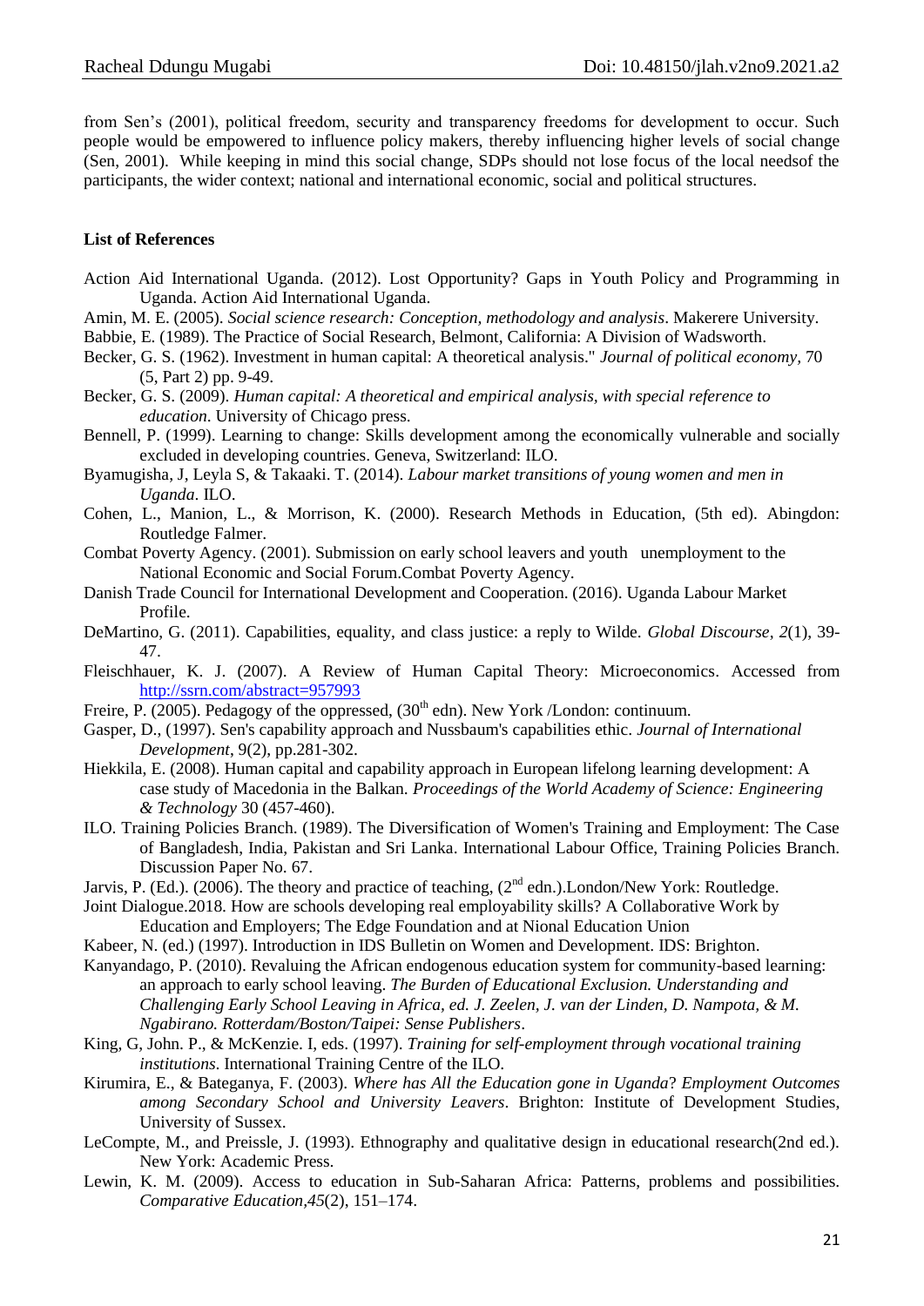from Sen's (2001), political freedom, security and transparency freedoms for development to occur. Such people would be empowered to influence policy makers, thereby influencing higher levels of social change (Sen, 2001). While keeping in mind this social change, SDPs should not lose focus of the local needsof the participants, the wider context; national and international economic, social and political structures.

**List of References**

Action Aid International Uganda. (2012). Lost Opportunity? Gaps in Youth Policy and Programming in Uganda. Action Aid International Uganda.

Amin, M. E. (2005). *Social science research: Conception, methodology and analysis*. Makerere University.

Babbie, E. (1989). The Practice of Social Research, Belmont, California: A Division of Wadsworth.

Becker, G. S. (1962). Investment in human capital: A theoretical analysis." *Journal of political economy,* 70 (5, Part 2) pp. 9-49.

Becker, G. S. (2009). *Human capital: A theoretical and empirical analysis, with special reference to education*. University of Chicago press.

Bennell, P. (1999). Learning to change: Skills development among the economically vulnerable and socially excluded in developing countries. Geneva, Switzerland: ILO.

Byamugisha, J, Leyla S, & Takaaki. T. (2014). *Labour market transitions of young women and men in Uganda*. ILO.

Cohen, L., Manion, L., & Morrison, K. (2000). Research Methods in Education, (5th ed). Abingdon: Routledge Falmer.

Combat Poverty Agency. (2001). Submission on early school leavers and youth unemployment to the National Economic and Social Forum.Combat Poverty Agency.

Danish Trade Council for International Development and Cooperation. (2016). Uganda Labour Market Profile.

DeMartino, G. (2011). Capabilities, equality, and class justice: a reply to Wilde. *Global Discourse*, *2*(1), 39-47.

Fleischhauer, K. J. (2007). A Review of Human Capital Theory: Microeconomics. Accessed from http://ssrn.com/abstract=957993

Freire, P. (2005). Pedagogy of the oppressed, (30th edn). New York /London: continuum.

Gasper, D., (1997). Sen's capability approach and Nussbaum's capabilities ethic. *Journal of International Development*, 9(2), pp.281-302.

Hiekkila, E. (2008). Human capital and capability approach in European lifelong learning development: A case study of Macedonia in the Balkan. *Proceedings of the World Academy of Science: Engineering & Technology* 30 (457-460).

ILO. Training Policies Branch. (1989). The Diversification of Women's Training and Employment: The Case of Bangladesh, India, Pakistan and Sri Lanka. International Labour Office, Training Policies Branch. Discussion Paper No. 67.

Jarvis, P. (Ed.). (2006). The theory and practice of teaching, (2nd edn.).London/New York: Routledge.

Joint Dialogue.2018. How are schools developing real employability skills? A Collaborative Work by Education and Employers; The Edge Foundation and at Nional Education Union

Kabeer, N. (ed.) (1997). Introduction in IDS Bulletin on Women and Development. IDS: Brighton.

Kanyandago, P. (2010). Revaluing the African endogenous education system for community-based learning: an approach to early school leaving. *The Burden of Educational Exclusion. Understanding and Challenging Early School Leaving in Africa, ed. J. Zeelen, J. van der Linden, D. Nampota, & M. Ngabirano. Rotterdam/Boston/Taipei: Sense Publishers*.

King, G, John. P., & McKenzie. I, eds. (1997). *Training for self-employment through vocational training institutions*. International Training Centre of the ILO.

Kirumira, E., & Bateganya, F. (2003). *Where has All the Education gone in Uganda*? *Employment Outcomes among Secondary School and University Leavers*. Brighton: Institute of Development Studies, University of Sussex.

LeCompte, M., and Preissle, J. (1993). Ethnography and qualitative design in educational research(2nd ed.). New York: Academic Press.

Lewin, K. M. (2009). Access to education in Sub-Saharan Africa: Patterns, problems and possibilities. *Comparative Education,45*(2), 151–174.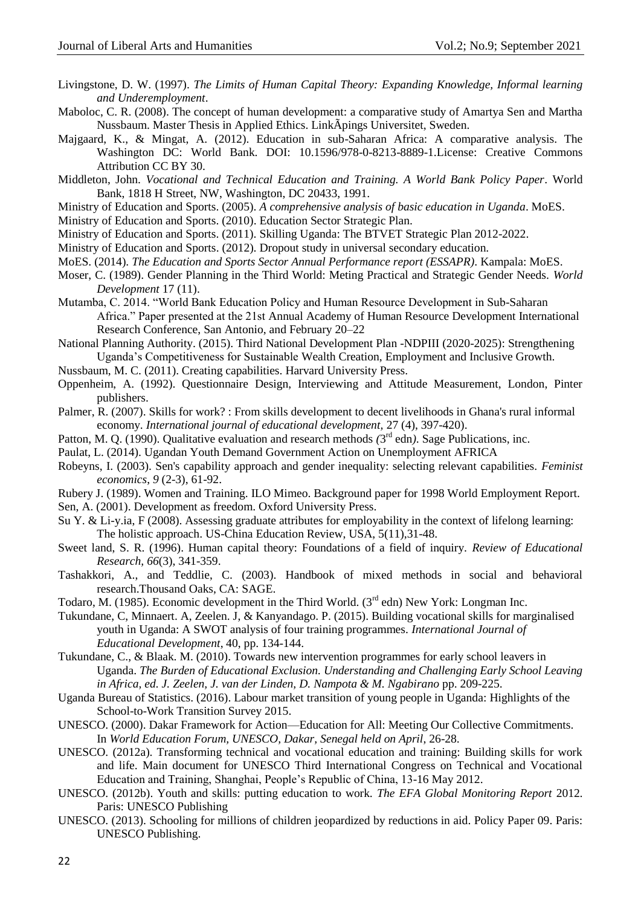Livingstone, D. W. (1997). *The Limits of Human Capital Theory: Expanding Knowledge, Informal learning and Underemployment*.

Maboloc, C. R. (2008). The concept of human development: a comparative study of Amartya Sen and Martha Nussbaum. Master Thesis in Applied Ethics. LinkÃpings Universitet, Sweden.

Majgaard, K., & Mingat, A. (2012). Education in sub-Saharan Africa: A comparative analysis. The Washington DC: World Bank. DOI: 10.1596/978-0-8213-8889-1.License: Creative Commons Attribution CC BY 30.

Middleton, John. *Vocational and Technical Education and Training. A World Bank Policy Paper*. World Bank, 1818 H Street, NW, Washington, DC 20433, 1991.

Ministry of Education and Sports. (2005). *A comprehensive analysis of basic education in Uganda*. MoES.

Ministry of Education and Sports. (2010). Education Sector Strategic Plan.

Ministry of Education and Sports. (2011). Skilling Uganda: The BTVET Strategic Plan 2012-2022.

Ministry of Education and Sports. (2012). Dropout study in universal secondary education.

MoES. (2014). *The Education and Sports Sector Annual Performance report (ESSAPR)*. Kampala: MoES.

Moser, C. (1989). Gender Planning in the Third World: Meting Practical and Strategic Gender Needs. *World Development* 17 (11).

Mutamba, C. 2014. "World Bank Education Policy and Human Resource Development in Sub-Saharan Africa." Paper presented at the 21st Annual Academy of Human Resource Development International Research Conference, San Antonio, and February 20–22

National Planning Authority. (2015). Third National Development Plan -NDPIII (2020-2025): Strengthening Uganda's Competitiveness for Sustainable Wealth Creation, Employment and Inclusive Growth.

Nussbaum, M. C. (2011). Creating capabilities. Harvard University Press.

Oppenheim, A. (1992). Questionnaire Design, Interviewing and Attitude Measurement, London, Pinter publishers.

Palmer, R. (2007). Skills for work? : From skills development to decent livelihoods in Ghana's rural informal economy. *International journal of educational development*, 27 (4), 397-420).

Patton, M. Q. (1990). Qualitative evaluation and research methods *(*3rd edn*).* Sage Publications, inc.

Paulat, L. (2014). Ugandan Youth Demand Government Action on Unemployment AFRICA

Robeyns, I. (2003). Sen's capability approach and gender inequality: selecting relevant capabilities. *Feminist economics*, *9* (2-3), 61-92.

Rubery J. (1989). Women and Training. ILO Mimeo. Background paper for 1998 World Employment Report.

Sen, A. (2001). Development as freedom. Oxford University Press.

Su Y. & Li-y.ia, F (2008). Assessing graduate attributes for employability in the context of lifelong learning: The holistic approach. US-China Education Review, USA, 5(11),31-48.

Sweet land, S. R. (1996). Human capital theory: Foundations of a field of inquiry. *Review of Educational Research*, *66*(3), 341-359.

Tashakkori, A., and Teddlie, C. (2003). Handbook of mixed methods in social and behavioral research.Thousand Oaks, CA: SAGE.

Todaro, M. (1985). Economic development in the Third World. (3rd edn) New York: Longman Inc.

Tukundane, C, Minnaert. A, Zeelen. J, & Kanyandago. P. (2015). Building vocational skills for marginalised youth in Uganda: A SWOT analysis of four training programmes. *International Journal of Educational Development*, 40, pp. 134-144.

Tukundane, C., & Blaak. M. (2010). Towards new intervention programmes for early school leavers in Uganda. *The Burden of Educational Exclusion. Understanding and Challenging Early School Leaving in Africa, ed. J. Zeelen, J. van der Linden, D. Nampota & M. Ngabirano* pp. 209-225.

Uganda Bureau of Statistics. (2016). Labour market transition of young people in Uganda: Highlights of the School-to-Work Transition Survey 2015.

UNESCO. (2000). Dakar Framework for Action—Education for All: Meeting Our Collective Commitments. In *World Education Forum, UNESCO, Dakar, Senegal held on April*, 26-28.

UNESCO. (2012a). Transforming technical and vocational education and training: Building skills for work and life. Main document for UNESCO Third International Congress on Technical and Vocational Education and Training, Shanghai, People's Republic of China, 13-16 May 2012.

UNESCO. (2012b). Youth and skills: putting education to work. *The EFA Global Monitoring Report* 2012. Paris: UNESCO Publishing

UNESCO. (2013). Schooling for millions of children jeopardized by reductions in aid. Policy Paper 09. Paris: UNESCO Publishing.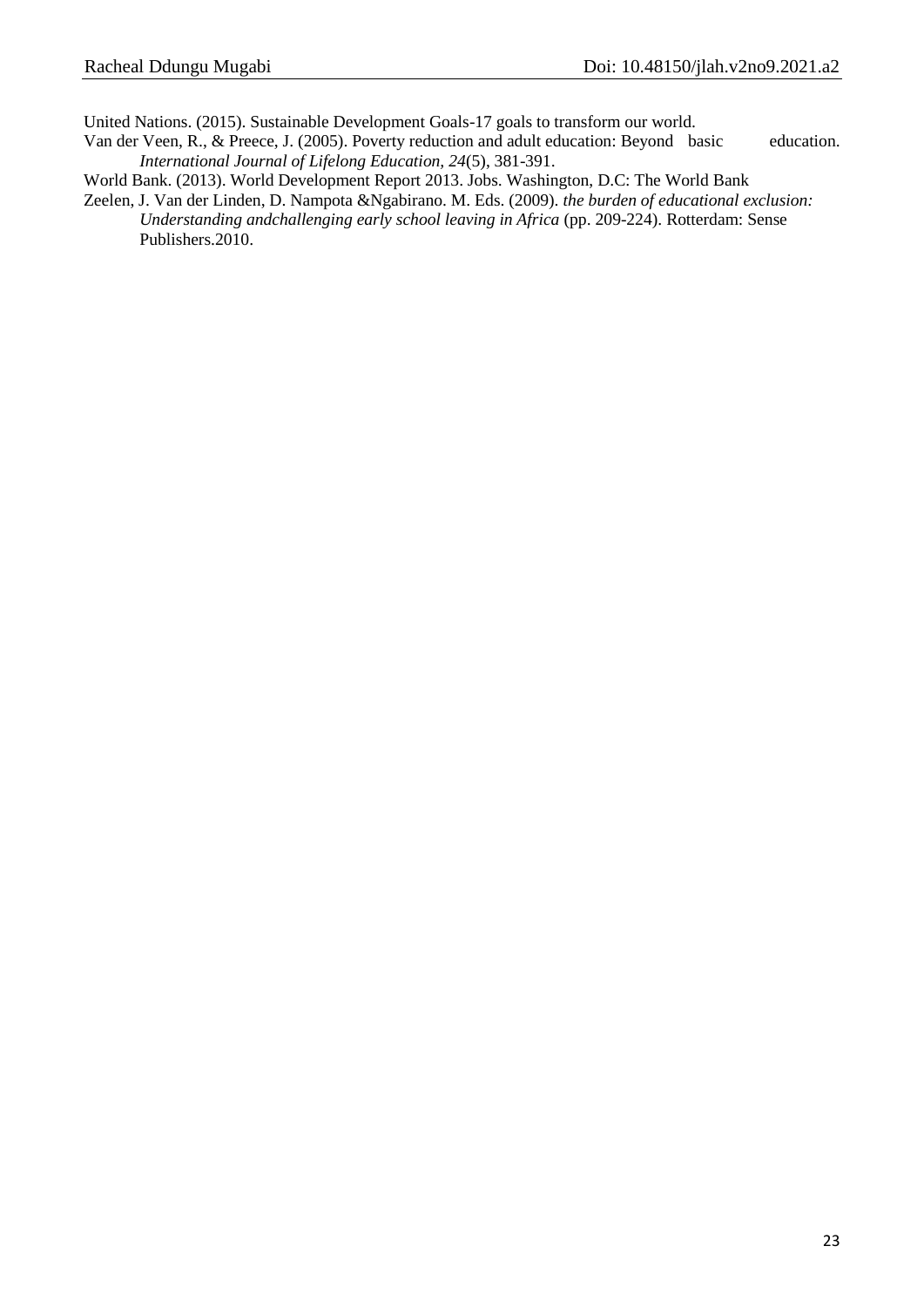United Nations. (2015). Sustainable Development Goals-17 goals to transform our world.

Van der Veen, R., & Preece, J. (2005). Poverty reduction and adult education: Beyond basic education. *International Journal of Lifelong Education, 24*(5), 381-391.

World Bank. (2013). World Development Report 2013. Jobs. Washington, D.C: The World Bank

Zeelen, J. Van der Linden, D. Nampota &Ngabirano. M. Eds. (2009). *the burden of educational exclusion: Understanding andchallenging early school leaving in Africa* (pp. 209-224). Rotterdam: Sense Publishers.2010.